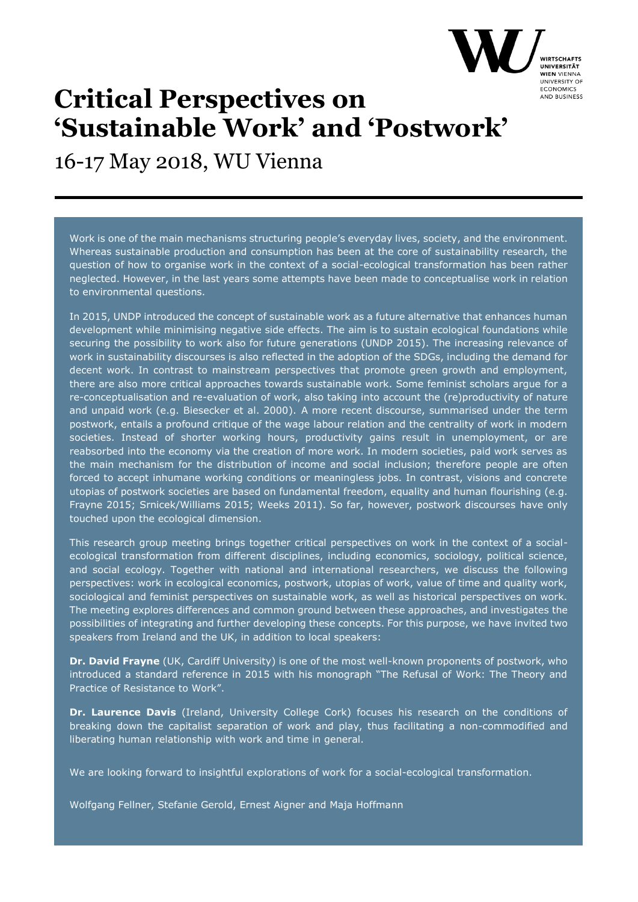# Critical Perspectives on 'Sustainable Work' and 'Postwork'

16-17 May 2018, WU Vienna

Work is one of the main mechanisms structuring people's everyday lives, society, and the environment. Whereas sustainable production and consumption has been at the core of sustainability research, the question of how to organise work in the context of a social-ecological transformation has been rather neglected. However, in the last years some attempts have been made to conceptualise work in relation to environmental questions.

In 2015, UNDP introduced the concept of sustainable work as a future alternative that enhances human development while minimising negative side effects. The aim is to sustain ecological foundations while securing the possibility to work also for future generations (UNDP 2015). The increasing relevance of work in sustainability discourses is also reflected in the adoption of the SDGs, including the demand for decent work. In contrast to mainstream perspectives that promote green growth and employment, there are also more critical approaches towards sustainable work. Some feminist scholars argue for a re-conceptualisation and re-evaluation of work, also taking into account the (re)productivity of nature and unpaid work (e.g. Biesecker et al. 2000). A more recent discourse, summarised under the term postwork, entails a profound critique of the wage labour relation and the centrality of work in modern societies. Instead of shorter working hours, productivity gains result in unemployment, or are reabsorbed into the economy via the creation of more work. In modern societies, paid work serves as the main mechanism for the distribution of income and social inclusion; therefore people are often forced to accept inhumane working conditions or meaningless jobs. In contrast, visions and concrete utopias of postwork societies are based on fundamental freedom, equality and human flourishing (e.g. Frayne 2015; Srnicek/Williams 2015; Weeks 2011). So far, however, postwork discourses have only touched upon the ecological dimension.

This research group meeting brings together critical perspectives on work in the context of a social-ecological transformation from different disciplines, including economics, sociology, political science, and social ecology. Together with national and international researchers, we discuss the following perspectives: work in ecological economics, postwork, utopias of work, value of time and quality work, sociological and feminist perspectives on sustainable work, as well as historical perspectives on work. The meeting explores differences and common ground between these approaches, and investigates the possibilities of integrating and further developing these concepts. For this purpose, we have invited two speakers from Ireland and the UK, in addition to local speakers:

**Dr. David Frayne** (UK, Cardiff University) is one of the most well-known proponents of postwork, who introduced a standard reference in 2015 with his monograph "The Refusal of Work: The Theory and Practice of Resistance to Work".

**Dr. Laurence Davis** (Ireland, University College Cork) focuses his research on the conditions of breaking down the capitalist separation of work and play, thus facilitating a non-commodified and liberating human relationship with work and time in general.

We are looking forward to insightful explorations of work for a social-ecological transformation.

Wolfgang Fellner, Stefanie Gerold, Ernest Aigner and Maja Hoffmann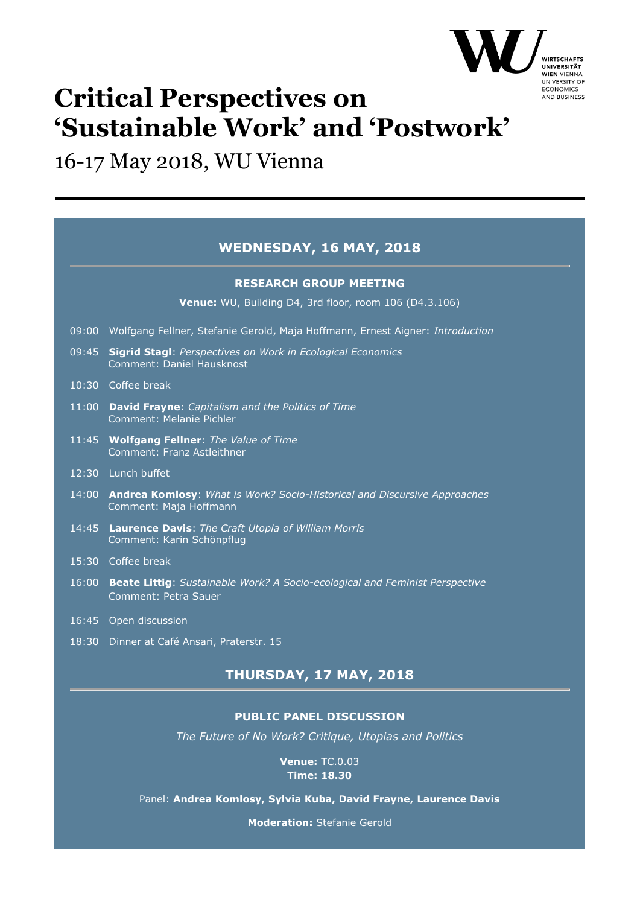WIRTSCHAFTS UNIVERSITÄT WIEN VIENNA UNIVERSITY OF ECONOMICS AND BUSINESS

# Critical Perspectives on 'Sustainable Work' and 'Postwork'

16-17 May 2018, WU Vienna

## WEDNESDAY, 16 MAY, 2018

### RESEARCH GROUP MEETING

**Venue:** WU, Building D4, 3rd floor, room 106 (D4.3.106)

09:00 Wolfgang Fellner, Stefanie Gerold, Maja Hoffmann, Ernest Aigner: *Introduction*

09:45 **Sigrid Stagl**: *Perspectives on Work in Ecological Economics*
Comment: Daniel Hausknost

10:30 Coffee break

11:00 **David Frayne**: *Capitalism and the Politics of Time*
Comment: Melanie Pichler

11:45 **Wolfgang Fellner**: *The Value of Time*
Comment: Franz Astleithner

12:30 Lunch buffet

14:00 **Andrea Komlosy**: *What is Work? Socio-Historical and Discursive Approaches*
Comment: Maja Hoffmann

14:45 **Laurence Davis**: *The Craft Utopia of William Morris*
Comment: Karin Schönpflug

15:30 Coffee break

16:00 **Beate Littig**: *Sustainable Work? A Socio-ecological and Feminist Perspective*
Comment: Petra Sauer

16:45 Open discussion

18:30 Dinner at Café Ansari, Praterstr. 15

## THURSDAY, 17 MAY, 2018

### PUBLIC PANEL DISCUSSION

*The Future of No Work? Critique, Utopias and Politics*

**Venue:** TC.0.03
**Time: 18.30**

Panel: **Andrea Komlosy, Sylvia Kuba, David Frayne, Laurence Davis**

**Moderation:** Stefanie Gerold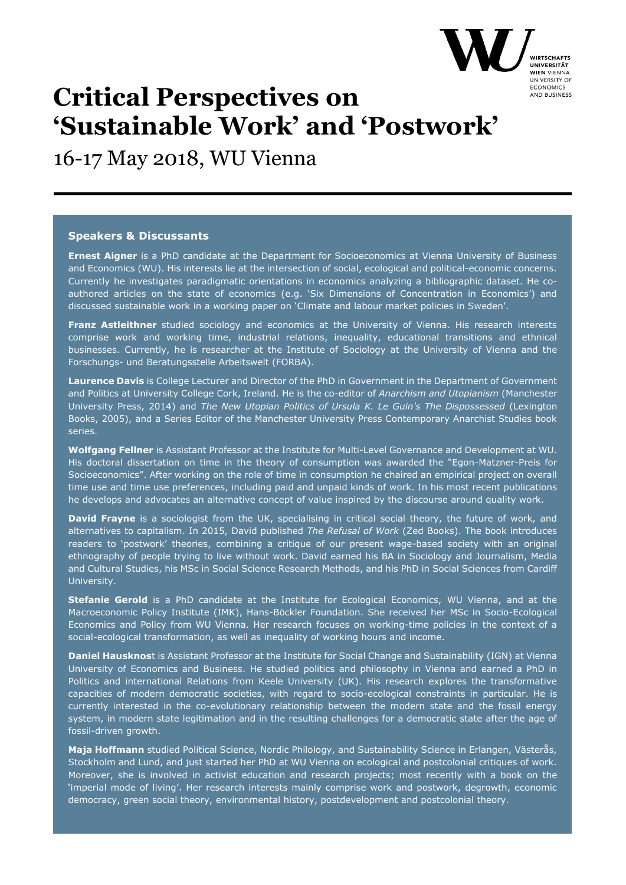# Critical Perspectives on 'Sustainable Work' and 'Postwork'

16-17 May 2018, WU Vienna

## Speakers & Discussants

**Ernest Aigner** is a PhD candidate at the Department for Socioeconomics at Vienna University of Business and Economics (WU). His interests lie at the intersection of social, ecological and political-economic concerns. Currently he investigates paradigmatic orientations in economics analyzing a bibliographic dataset. He co-authored articles on the state of economics (e.g. 'Six Dimensions of Concentration in Economics') and discussed sustainable work in a working paper on 'Climate and labour market policies in Sweden'.

**Franz Astleithner** studied sociology and economics at the University of Vienna. His research interests comprise work and working time, industrial relations, inequality, educational transitions and ethnical businesses. Currently, he is researcher at the Institute of Sociology at the University of Vienna and the Forschungs- und Beratungsstelle Arbeitswelt (FORBA).

**Laurence Davis** is College Lecturer and Director of the PhD in Government in the Department of Government and Politics at University College Cork, Ireland. He is the co-editor of *Anarchism and Utopianism* (Manchester University Press, 2014) and *The New Utopian Politics of Ursula K. Le Guin's The Dispossessed* (Lexington Books, 2005), and a Series Editor of the Manchester University Press Contemporary Anarchist Studies book series.

**Wolfgang Fellner** is Assistant Professor at the Institute for Multi-Level Governance and Development at WU. His doctoral dissertation on time in the theory of consumption was awarded the "Egon-Matzner-Preis for Socioeconomics". After working on the role of time in consumption he chaired an empirical project on overall time use and time use preferences, including paid and unpaid kinds of work. In his most recent publications he develops and advocates an alternative concept of value inspired by the discourse around quality work.

**David Frayne** is a sociologist from the UK, specialising in critical social theory, the future of work, and alternatives to capitalism. In 2015, David published *The Refusal of Work* (Zed Books). The book introduces readers to 'postwork' theories, combining a critique of our present wage-based society with an original ethnography of people trying to live without work. David earned his BA in Sociology and Journalism, Media and Cultural Studies, his MSc in Social Science Research Methods, and his PhD in Social Sciences from Cardiff University.

**Stefanie Gerold** is a PhD candidate at the Institute for Ecological Economics, WU Vienna, and at the Macroeconomic Policy Institute (IMK), Hans-Böckler Foundation. She received her MSc in Socio-Ecological Economics and Policy from WU Vienna. Her research focuses on working-time policies in the context of a social-ecological transformation, as well as inequality of working hours and income.

**Daniel Hausknost** is Assistant Professor at the Institute for Social Change and Sustainability (IGN) at Vienna University of Economics and Business. He studied politics and philosophy in Vienna and earned a PhD in Politics and international Relations from Keele University (UK). His research explores the transformative capacities of modern democratic societies, with regard to socio-ecological constraints in particular. He is currently interested in the co-evolutionary relationship between the modern state and the fossil energy system, in modern state legitimation and in the resulting challenges for a democratic state after the age of fossil-driven growth.

**Maja Hoffmann** studied Political Science, Nordic Philology, and Sustainability Science in Erlangen, Västerås, Stockholm and Lund, and just started her PhD at WU Vienna on ecological and postcolonial critiques of work. Moreover, she is involved in activist education and research projects; most recently with a book on the 'imperial mode of living'. Her research interests mainly comprise work and postwork, degrowth, economic democracy, green social theory, environmental history, postdevelopment and postcolonial theory.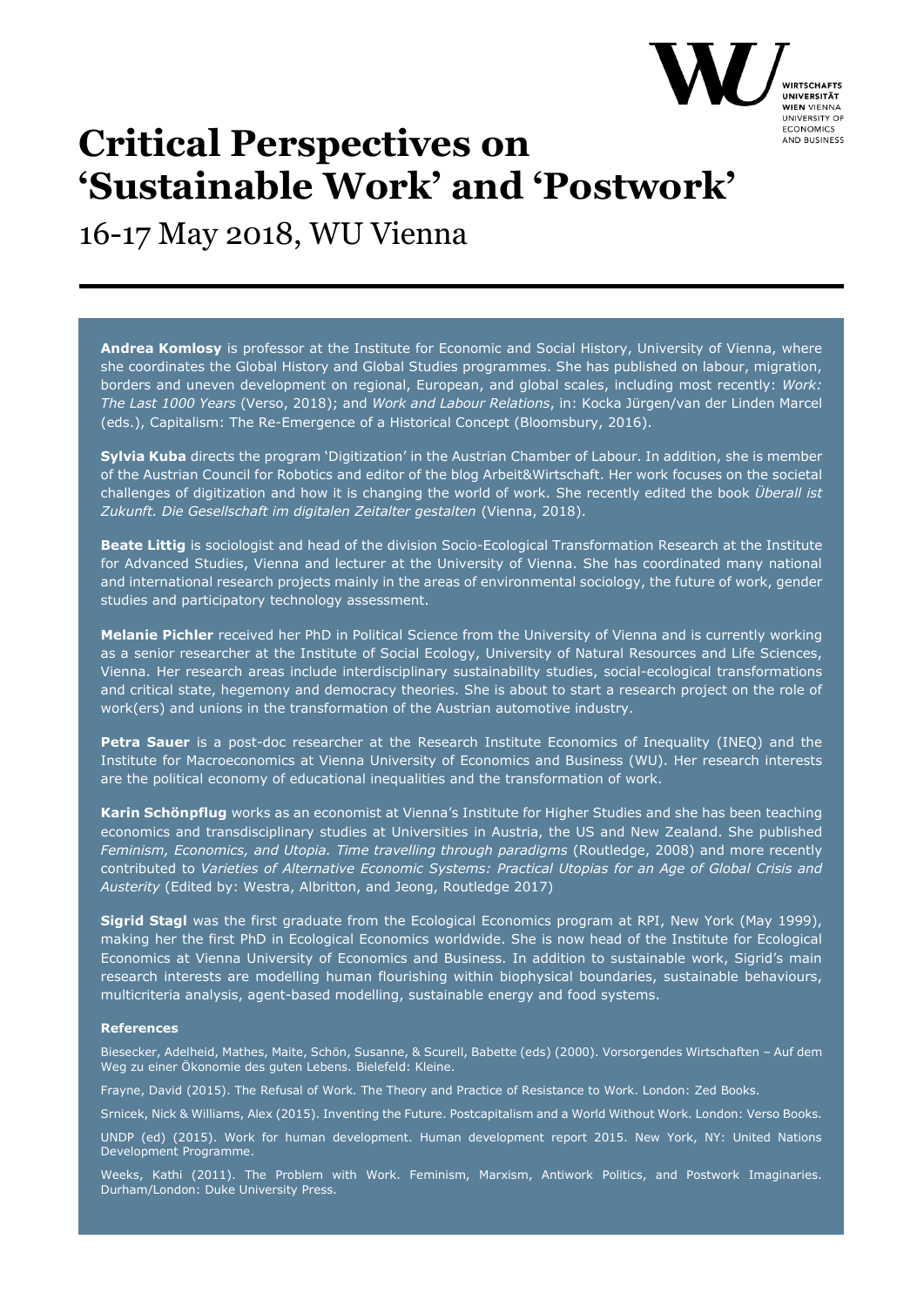# Critical Perspectives on 'Sustainable Work' and 'Postwork'

16-17 May 2018, WU Vienna

**Andrea Komlosy** is professor at the Institute for Economic and Social History, University of Vienna, where she coordinates the Global History and Global Studies programmes. She has published on labour, migration, borders and uneven development on regional, European, and global scales, including most recently: *Work: The Last 1000 Years* (Verso, 2018); and *Work and Labour Relations*, in: Kocka Jürgen/van der Linden Marcel (eds.), Capitalism: The Re-Emergence of a Historical Concept (Bloomsbury, 2016).

**Sylvia Kuba** directs the program 'Digitization' in the Austrian Chamber of Labour. In addition, she is member of the Austrian Council for Robotics and editor of the blog Arbeit&Wirtschaft. Her work focuses on the societal challenges of digitization and how it is changing the world of work. She recently edited the book *Überall ist Zukunft. Die Gesellschaft im digitalen Zeitalter gestalten* (Vienna, 2018).

**Beate Littig** is sociologist and head of the division Socio-Ecological Transformation Research at the Institute for Advanced Studies, Vienna and lecturer at the University of Vienna. She has coordinated many national and international research projects mainly in the areas of environmental sociology, the future of work, gender studies and participatory technology assessment.

**Melanie Pichler** received her PhD in Political Science from the University of Vienna and is currently working as a senior researcher at the Institute of Social Ecology, University of Natural Resources and Life Sciences, Vienna. Her research areas include interdisciplinary sustainability studies, social-ecological transformations and critical state, hegemony and democracy theories. She is about to start a research project on the role of work(ers) and unions in the transformation of the Austrian automotive industry.

**Petra Sauer** is a post-doc researcher at the Research Institute Economics of Inequality (INEQ) and the Institute for Macroeconomics at Vienna University of Economics and Business (WU). Her research interests are the political economy of educational inequalities and the transformation of work.

**Karin Schönpflug** works as an economist at Vienna's Institute for Higher Studies and she has been teaching economics and transdisciplinary studies at Universities in Austria, the US and New Zealand. She published *Feminism, Economics, and Utopia. Time travelling through paradigms* (Routledge, 2008) and more recently contributed to *Varieties of Alternative Economic Systems: Practical Utopias for an Age of Global Crisis and Austerity* (Edited by: Westra, Albritton, and Jeong, Routledge 2017)

**Sigrid Stagl** was the first graduate from the Ecological Economics program at RPI, New York (May 1999), making her the first PhD in Ecological Economics worldwide. She is now head of the Institute for Ecological Economics at Vienna University of Economics and Business. In addition to sustainable work, Sigrid's main research interests are modelling human flourishing within biophysical boundaries, sustainable behaviours, multicriteria analysis, agent-based modelling, sustainable energy and food systems.

**References**

Biesecker, Adelheid, Mathes, Maite, Schön, Susanne, & Scurell, Babette (eds) (2000). Vorsorgendes Wirtschaften – Auf dem Weg zu einer Ökonomie des guten Lebens. Bielefeld: Kleine.

Frayne, David (2015). The Refusal of Work. The Theory and Practice of Resistance to Work. London: Zed Books.

Srnicek, Nick & Williams, Alex (2015). Inventing the Future. Postcapitalism and a World Without Work. London: Verso Books.

UNDP (ed) (2015). Work for human development. Human development report 2015. New York, NY: United Nations Development Programme.

Weeks, Kathi (2011). The Problem with Work. Feminism, Marxism, Antiwork Politics, and Postwork Imaginaries. Durham/London: Duke University Press.